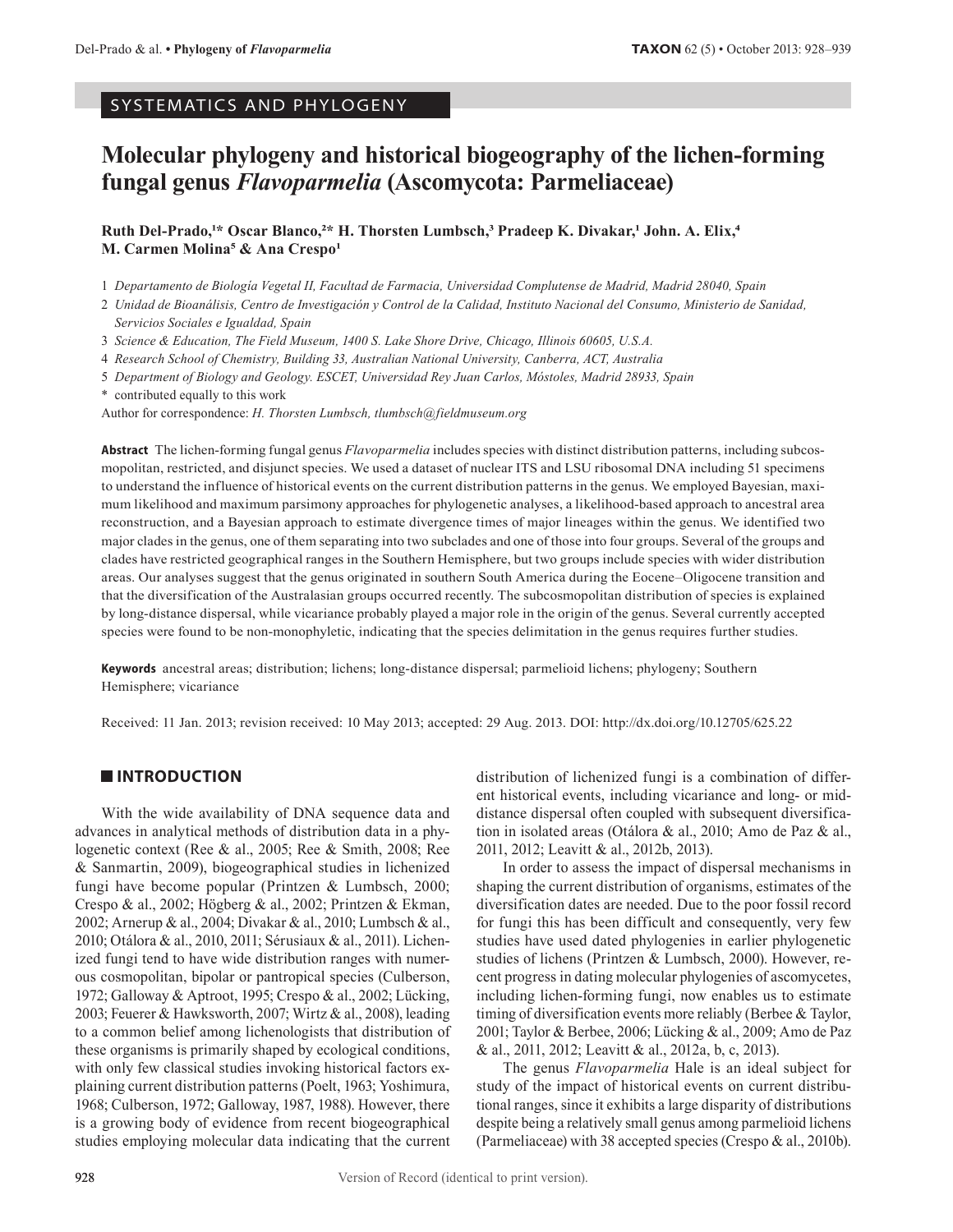SYSTEMATICS AND PHYLOGENY

# Molecular phylogeny and historical biogeography of the lichen-forming fungal genus *Flavoparmelia* (Ascomycota: Parmeliaceae)

**Ruth Del-Prado,[1]* Oscar Blanco,[2]* H. Thorsten Lumbsch,[3] Pradeep K. Divakar,[1] John. A. Elix,[4] M. Carmen Molina[5] & Ana Crespo[1]**

1 *Departamento de Biología Vegetal II, Facultad de Farmacia, Universidad Complutense de Madrid, Madrid 28040, Spain*

2 *Unidad de Bioanálisis, Centro de Investigación y Control de la Calidad, Instituto Nacional del Consumo, Ministerio de Sanidad, Servicios Sociales e Igualdad, Spain*

3 *Science & Education, The Field Museum, 1400 S. Lake Shore Drive, Chicago, Illinois 60605, U.S.A.*

4 *Research School of Chemistry, Building 33, Australian National University, Canberra, ACT, Australia*

5 *Department of Biology and Geology. ESCET, Universidad Rey Juan Carlos, Móstoles, Madrid 28933, Spain*

\* contributed equally to this work

Author for correspondence: *H. Thorsten Lumbsch, tlumbsch@fieldmuseum.org*

**Abstract** The lichen-forming fungal genus *Flavoparmelia* includes species with distinct distribution patterns, including subcosmopolitan, restricted, and disjunct species. We used a dataset of nuclear ITS and LSU ribosomal DNA including 51 specimens to understand the influence of historical events on the current distribution patterns in the genus. We employed Bayesian, maximum likelihood and maximum parsimony approaches for phylogenetic analyses, a likelihood-based approach to ancestral area reconstruction, and a Bayesian approach to estimate divergence times of major lineages within the genus. We identified two major clades in the genus, one of them separating into two subclades and one of those into four groups. Several of the groups and clades have restricted geographical ranges in the Southern Hemisphere, but two groups include species with wider distribution areas. Our analyses suggest that the genus originated in southern South America during the Eocene–Oligocene transition and that the diversification of the Australasian groups occurred recently. The subcosmopolitan distribution of species is explained by long-distance dispersal, while vicariance probably played a major role in the origin of the genus. Several currently accepted species were found to be non-monophyletic, indicating that the species delimitation in the genus requires further studies.

**Keywords** ancestral areas; distribution; lichens; long-distance dispersal; parmelioid lichens; phylogeny; Southern Hemisphere; vicariance

Received: 11 Jan. 2013; revision received: 10 May 2013; accepted: 29 Aug. 2013. DOI: http://dx.doi.org/10.12705/625.22

## INTRODUCTION

With the wide availability of DNA sequence data and advances in analytical methods of distribution data in a phylogenetic context (Ree & al., 2005; Ree & Smith, 2008; Ree & Sanmartin, 2009), biogeographical studies in lichenized fungi have become popular (Printzen & Lumbsch, 2000; Crespo & al., 2002; Högberg & al., 2002; Printzen & Ekman, 2002; Arnerup & al., 2004; Divakar & al., 2010; Lumbsch & al., 2010; Otálora & al., 2010, 2011; Sérusiaux & al., 2011). Lichenized fungi tend to have wide distribution ranges with numerous cosmopolitan, bipolar or pantropical species (Culberson, 1972; Galloway & Aptroot, 1995; Crespo & al., 2002; Lücking, 2003; Feuerer & Hawksworth, 2007; Wirtz & al., 2008), leading to a common belief among lichenologists that distribution of these organisms is primarily shaped by ecological conditions, with only few classical studies invoking historical factors explaining current distribution patterns (Poelt, 1963; Yoshimura, 1968; Culberson, 1972; Galloway, 1987, 1988). However, there is a growing body of evidence from recent biogeographical studies employing molecular data indicating that the current distribution of lichenized fungi is a combination of different historical events, including vicariance and long- or mid-distance dispersal often coupled with subsequent diversification in isolated areas (Otálora & al., 2010; Amo de Paz & al., 2011, 2012; Leavitt & al., 2012b, 2013).

In order to assess the impact of dispersal mechanisms in shaping the current distribution of organisms, estimates of the diversification dates are needed. Due to the poor fossil record for fungi this has been difficult and consequently, very few studies have used dated phylogenies in earlier phylogenetic studies of lichens (Printzen & Lumbsch, 2000). However, recent progress in dating molecular phylogenies of ascomycetes, including lichen-forming fungi, now enables us to estimate timing of diversification events more reliably (Berbee & Taylor, 2001; Taylor & Berbee, 2006; Lücking & al., 2009; Amo de Paz & al., 2011, 2012; Leavitt & al., 2012a, b, c, 2013).

The genus *Flavoparmelia* Hale is an ideal subject for study of the impact of historical events on current distributional ranges, since it exhibits a large disparity of distributions despite being a relatively small genus among parmelioid lichens (Parmeliaceae) with 38 accepted species (Crespo & al., 2010b).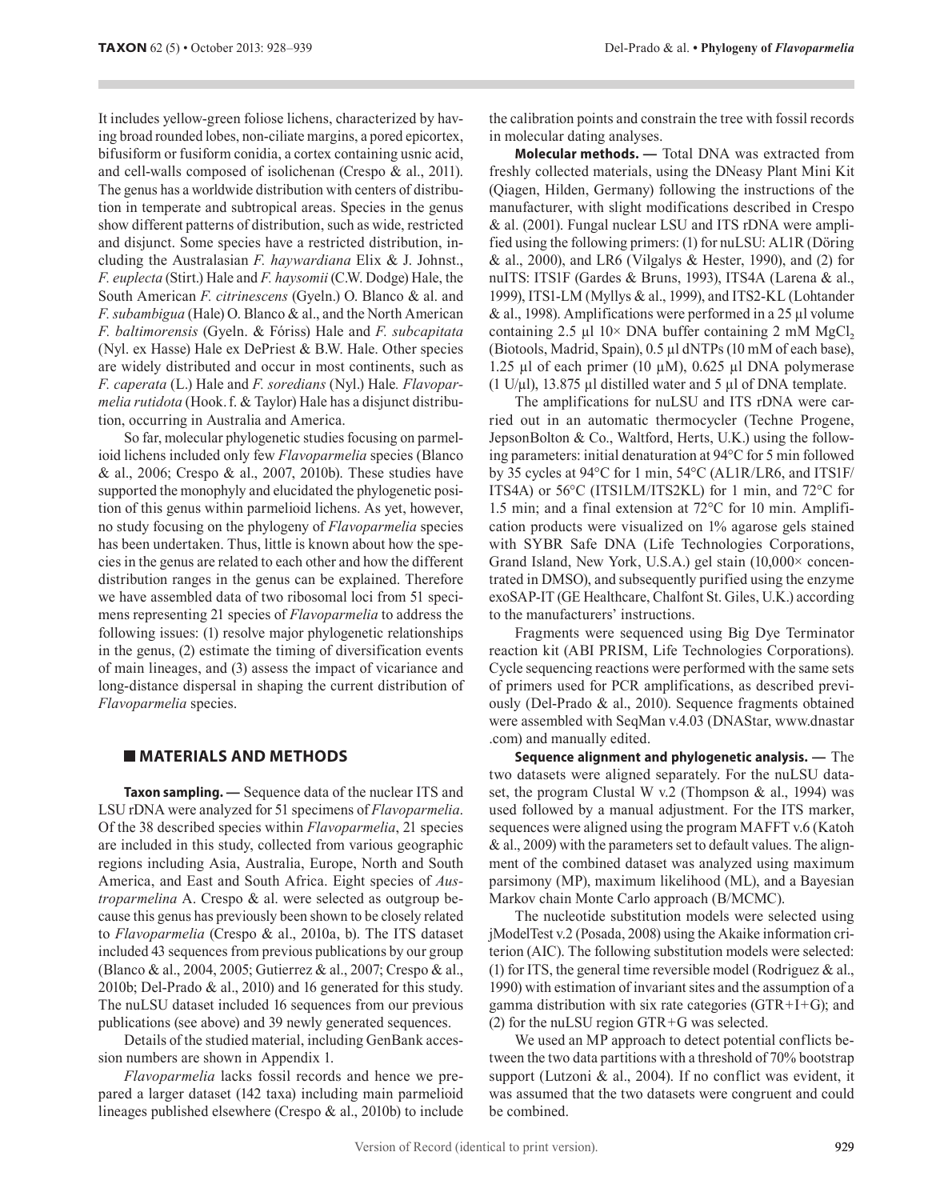It includes yellow-green foliose lichens, characterized by having broad rounded lobes, non-ciliate margins, a pored epicortex, bifusiform or fusiform conidia, a cortex containing usnic acid, and cell-walls composed of isolichenan (Crespo & al., 2011). The genus has a worldwide distribution with centers of distribution in temperate and subtropical areas. Species in the genus show different patterns of distribution, such as wide, restricted and disjunct. Some species have a restricted distribution, including the Australasian *F. haywardiana* Elix & J. Johnst., *F. euplecta* (Stirt.) Hale and *F. haysomii* (C.W. Dodge) Hale, the South American *F. citrinescens* (Gyeln.) O. Blanco & al. and *F. subambigua* (Hale) O. Blanco & al., and the North American *F. baltimorensis* (Gyeln. & Fóriss) Hale and *F. subcapitata* (Nyl. ex Hasse) Hale ex DePriest & B.W. Hale. Other species are widely distributed and occur in most continents, such as *F. caperata* (L.) Hale and *F. soredians* (Nyl.) Hale. *Flavoparmelia rutidota* (Hook. f. & Taylor) Hale has a disjunct distribution, occurring in Australia and America.

So far, molecular phylogenetic studies focusing on parmelioid lichens included only few *Flavoparmelia* species (Blanco & al., 2006; Crespo & al., 2007, 2010b). These studies have supported the monophyly and elucidated the phylogenetic position of this genus within parmelioid lichens. As yet, however, no study focusing on the phylogeny of *Flavoparmelia* species has been undertaken. Thus, little is known about how the species in the genus are related to each other and how the different distribution ranges in the genus can be explained. Therefore we have assembled data of two ribosomal loci from 51 specimens representing 21 species of *Flavoparmelia* to address the following issues: (1) resolve major phylogenetic relationships in the genus, (2) estimate the timing of diversification events of main lineages, and (3) assess the impact of vicariance and long-distance dispersal in shaping the current distribution of *Flavoparmelia* species.

## MATERIALS AND METHODS

**Taxon sampling. —** Sequence data of the nuclear ITS and LSU rDNA were analyzed for 51 specimens of *Flavoparmelia*. Of the 38 described species within *Flavoparmelia*, 21 species are included in this study, collected from various geographic regions including Asia, Australia, Europe, North and South America, and East and South Africa. Eight species of *Austroparmelina* A. Crespo & al. were selected as outgroup because this genus has previously been shown to be closely related to *Flavoparmelia* (Crespo & al., 2010a, b). The ITS dataset included 43 sequences from previous publications by our group (Blanco & al., 2004, 2005; Gutierrez & al., 2007; Crespo & al., 2010b; Del-Prado & al., 2010) and 16 generated for this study. The nuLSU dataset included 16 sequences from our previous publications (see above) and 39 newly generated sequences.

Details of the studied material, including GenBank accession numbers are shown in Appendix 1.

*Flavoparmelia* lacks fossil records and hence we prepared a larger dataset (142 taxa) including main parmelioid lineages published elsewhere (Crespo & al., 2010b) to include the calibration points and constrain the tree with fossil records in molecular dating analyses.

**Molecular methods. —** Total DNA was extracted from freshly collected materials, using the DNeasy Plant Mini Kit (Qiagen, Hilden, Germany) following the instructions of the manufacturer, with slight modifications described in Crespo & al. (2001). Fungal nuclear LSU and ITS rDNA were amplified using the following primers: (1) for nuLSU: AL1R (Döring & al., 2000), and LR6 (Vilgalys & Hester, 1990), and (2) for nuITS: ITS1F (Gardes & Bruns, 1993), ITS4A (Larena & al., 1999), ITS1-LM (Myllys & al., 1999), and ITS2-KL (Lohtander & al., 1998). Amplifications were performed in a 25 µl volume containing 2.5 µl 10× DNA buffer containing 2 mM $MgCl_2$ (Biotools, Madrid, Spain), 0.5 µl dNTPs (10 mM of each base), 1.25 µl of each primer (10 µM), 0.625 µl DNA polymerase (1 U/µl), 13.875 µl distilled water and 5 µl of DNA template.

The amplifications for nuLSU and ITS rDNA were carried out in an automatic thermocycler (Techne Progene, JepsonBolton & Co., Waltford, Herts, U.K.) using the following parameters: initial denaturation at 94°C for 5 min followed by 35 cycles at 94°C for 1 min, 54°C (AL1R/LR6, and ITS1F/ITS4A) or 56°C (ITS1LM/ITS2KL) for 1 min, and 72°C for 1.5 min; and a final extension at 72°C for 10 min. Amplification products were visualized on 1% agarose gels stained with SYBR Safe DNA (Life Technologies Corporations, Grand Island, New York, U.S.A.) gel stain (10,000× concentrated in DMSO), and subsequently purified using the enzyme exoSAP-IT (GE Healthcare, Chalfont St. Giles, U.K.) according to the manufacturers' instructions.

Fragments were sequenced using Big Dye Terminator reaction kit (ABI PRISM, Life Technologies Corporations). Cycle sequencing reactions were performed with the same sets of primers used for PCR amplifications, as described previously (Del-Prado & al., 2010). Sequence fragments obtained were assembled with SeqMan v.4.03 (DNAStar, www.dnastar.com) and manually edited.

**Sequence alignment and phylogenetic analysis. —** The two datasets were aligned separately. For the nuLSU dataset, the program Clustal W v.2 (Thompson & al., 1994) was used followed by a manual adjustment. For the ITS marker, sequences were aligned using the program MAFFT v.6 (Katoh & al., 2009) with the parameters set to default values. The alignment of the combined dataset was analyzed using maximum parsimony (MP), maximum likelihood (ML), and a Bayesian Markov chain Monte Carlo approach (B/MCMC).

The nucleotide substitution models were selected using jModelTest v.2 (Posada, 2008) using the Akaike information criterion (AIC). The following substitution models were selected: (1) for ITS, the general time reversible model (Rodriguez & al., 1990) with estimation of invariant sites and the assumption of a gamma distribution with six rate categories (GTR+I+G); and (2) for the nuLSU region GTR+G was selected.

We used an MP approach to detect potential conflicts between the two data partitions with a threshold of 70% bootstrap support (Lutzoni & al., 2004). If no conflict was evident, it was assumed that the two datasets were congruent and could be combined.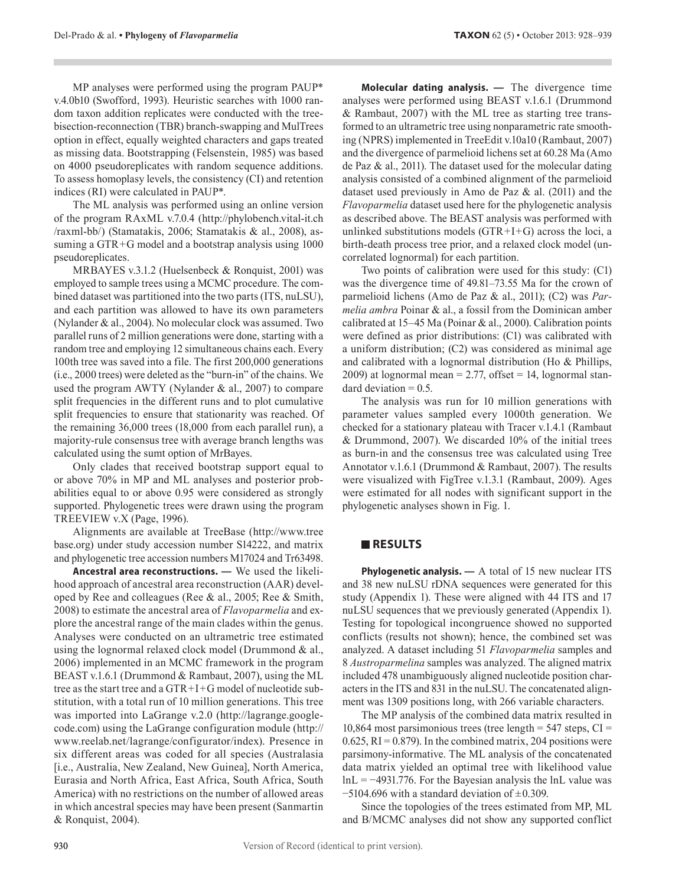MP analyses were performed using the program PAUP* v.4.0b10 (Swofford, 1993). Heuristic searches with 1000 random taxon addition replicates were conducted with the tree-bisection-reconnection (TBR) branch-swapping and MulTrees option in effect, equally weighted characters and gaps treated as missing data. Bootstrapping (Felsenstein, 1985) was based on 4000 pseudoreplicates with random sequence additions. To assess homoplasy levels, the consistency (CI) and retention indices (RI) were calculated in PAUP*.

The ML analysis was performed using an online version of the program RAxML v.7.0.4 (http://phylobench.vital-it.ch/raxml-bb/) (Stamatakis, 2006; Stamatakis & al., 2008), assuming a GTR+G model and a bootstrap analysis using 1000 pseudoreplicates.

MRBAYES v.3.1.2 (Huelsenbeck & Ronquist, 2001) was employed to sample trees using a MCMC procedure. The combined dataset was partitioned into the two parts (ITS, nuLSU), and each partition was allowed to have its own parameters (Nylander & al., 2004). No molecular clock was assumed. Two parallel runs of 2 million generations were done, starting with a random tree and employing 12 simultaneous chains each. Every 100th tree was saved into a file. The first 200,000 generations (i.e., 2000 trees) were deleted as the "burn-in" of the chains. We used the program AWTY (Nylander & al., 2007) to compare split frequencies in the different runs and to plot cumulative split frequencies to ensure that stationarity was reached. Of the remaining 36,000 trees (18,000 from each parallel run), a majority-rule consensus tree with average branch lengths was calculated using the sumt option of MrBayes.

Only clades that received bootstrap support equal to or above 70% in MP and ML analyses and posterior probabilities equal to or above 0.95 were considered as strongly supported. Phylogenetic trees were drawn using the program TREEVIEW v.X (Page, 1996).

Alignments are available at TreeBase (http://www.treebase.org) under study accession number S14222, and matrix and phylogenetic tree accession numbers M17024 and Tr63498.

**Ancestral area reconstructions. —** We used the likelihood approach of ancestral area reconstruction (AAR) developed by Ree and colleagues (Ree & al., 2005; Ree & Smith, 2008) to estimate the ancestral area of *Flavoparmelia* and explore the ancestral range of the main clades within the genus. Analyses were conducted on an ultrametric tree estimated using the lognormal relaxed clock model (Drummond & al., 2006) implemented in an MCMC framework in the program BEAST v.1.6.1 (Drummond & Rambaut, 2007), using the ML tree as the start tree and a GTR+I+G model of nucleotide substitution, with a total run of 10 million generations. This tree was imported into LaGrange v.2.0 (http://lagrange.googlecode.com) using the LaGrange configuration module (http://www.reelab.net/lagrange/configurator/index). Presence in six different areas was coded for all species (Australasia [i.e., Australia, New Zealand, New Guinea], North America, Eurasia and North Africa, East Africa, South Africa, South America) with no restrictions on the number of allowed areas in which ancestral species may have been present (Sanmartin & Ronquist, 2004).

**Molecular dating analysis. —** The divergence time analyses were performed using BEAST v.1.6.1 (Drummond & Rambaut, 2007) with the ML tree as starting tree transformed to an ultrametric tree using nonparametric rate smoothing (NPRS) implemented in TreeEdit v.10a10 (Rambaut, 2007) and the divergence of parmelioid lichens set at 60.28 Ma (Amo de Paz & al., 2011). The dataset used for the molecular dating analysis consisted of a combined alignment of the parmelioid dataset used previously in Amo de Paz & al. (2011) and the *Flavoparmelia* dataset used here for the phylogenetic analysis as described above. The BEAST analysis was performed with unlinked substitutions models (GTR+I+G) across the loci, a birth-death process tree prior, and a relaxed clock model (uncorrelated lognormal) for each partition.

Two points of calibration were used for this study: (C1) was the divergence time of 49.81–73.55 Ma for the crown of parmelioid lichens (Amo de Paz & al., 2011); (C2) was *Parmelia ambra* Poinar & al., a fossil from the Dominican amber calibrated at 15–45 Ma (Poinar & al., 2000). Calibration points were defined as prior distributions: (C1) was calibrated with a uniform distribution; (C2) was considered as minimal age and calibrated with a lognormal distribution (Ho & Phillips, 2009) at lognormal mean = 2.77, offset = 14, lognormal standard deviation = 0.5.

The analysis was run for 10 million generations with parameter values sampled every 1000th generation. We checked for a stationary plateau with Tracer v.1.4.1 (Rambaut & Drummond, 2007). We discarded 10% of the initial trees as burn-in and the consensus tree was calculated using Tree Annotator v.1.6.1 (Drummond & Rambaut, 2007). The results were visualized with FigTree v.1.3.1 (Rambaut, 2009). Ages were estimated for all nodes with significant support in the phylogenetic analyses shown in Fig. 1.

## RESULTS

**Phylogenetic analysis. —** A total of 15 new nuclear ITS and 38 new nuLSU rDNA sequences were generated for this study (Appendix 1). These were aligned with 44 ITS and 17 nuLSU sequences that we previously generated (Appendix 1). Testing for topological incongruence showed no supported conflicts (results not shown); hence, the combined set was analyzed. A dataset including 51 *Flavoparmelia* samples and 8 *Austroparmelina* samples was analyzed. The aligned matrix included 478 unambiguously aligned nucleotide position characters in the ITS and 831 in the nuLSU. The concatenated alignment was 1309 positions long, with 266 variable characters.

The MP analysis of the combined data matrix resulted in 10,864 most parsimonious trees (tree length = 547 steps, CI = 0.625, RI = 0.879). In the combined matrix, 204 positions were parsimony-informative. The ML analysis of the concatenated data matrix yielded an optimal tree with likelihood value lnL = −4931.776. For the Bayesian analysis the lnL value was −5104.696 with a standard deviation of ±0.309.

Since the topologies of the trees estimated from MP, ML and B/MCMC analyses did not show any supported conflict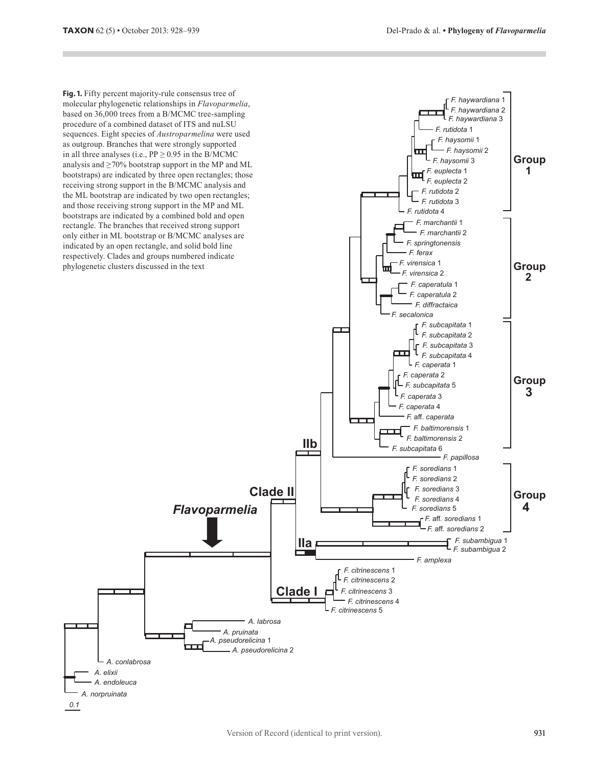**Fig. 1.** Fifty percent majority-rule consensus tree of molecular phylogenetic relationships in *Flavoparmelia*, based on 36,000 trees from a B/MCMC tree-sampling procedure of a combined dataset of ITS and nuLSU sequences. Eight species of *Austroparmelina* were used as outgroup. Branches that were strongly supported in all three analyses (i.e., PP ≥ 0.95 in the B/MCMC analysis and ≥70% bootstrap support in the MP and ML bootstraps) are indicated by three open rectangles; those receiving strong support in the B/MCMC analysis and the ML bootstrap are indicated by two open rectangles; and those receiving strong support in the MP and ML bootstraps are indicated by a combined bold and open rectangle. The branches that received strong support only either in ML bootstrap or B/MCMC analyses are indicated by an open rectangle, and solid bold line respectively. Clades and groups numbered indicate phylogenetic clusters discussed in the text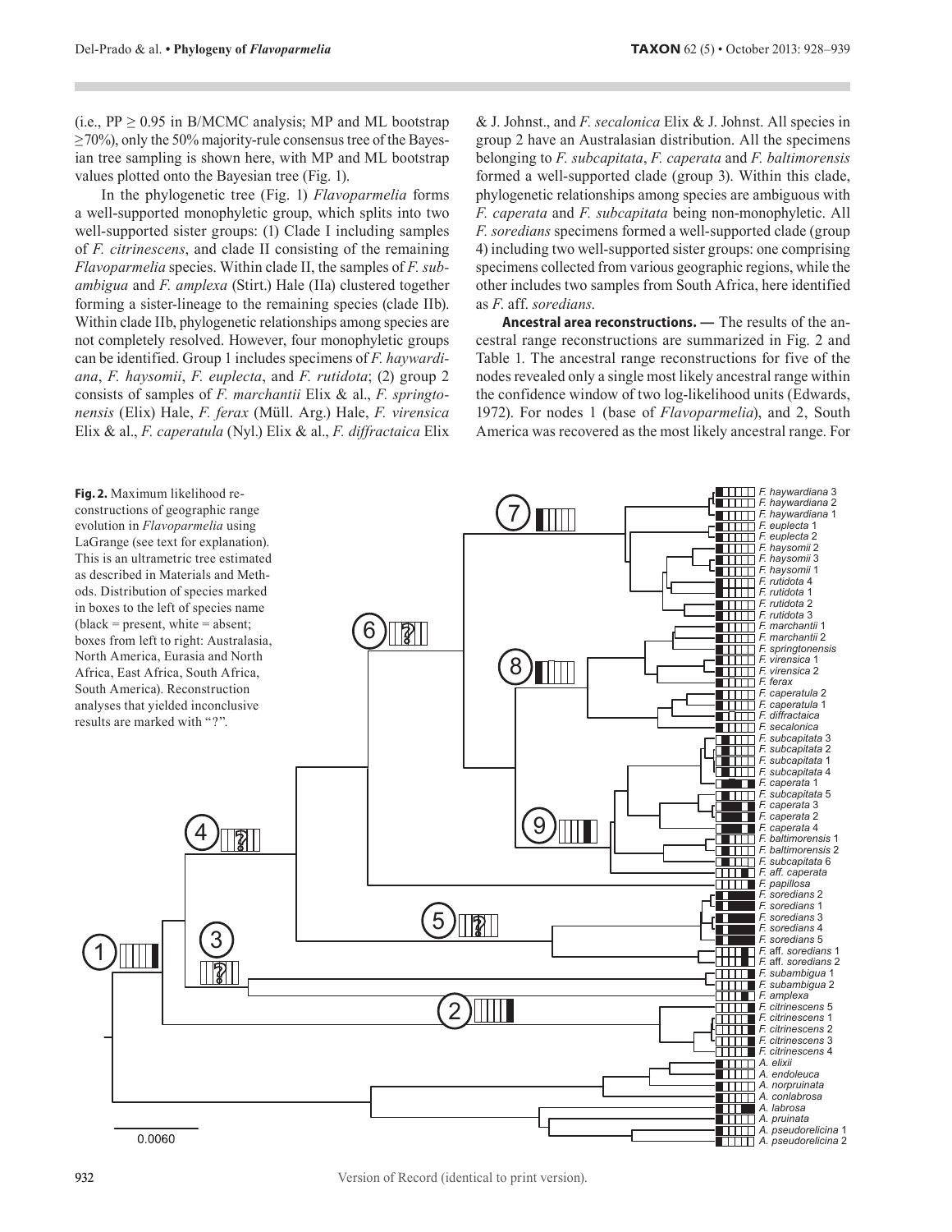(i.e., PP ≥ 0.95 in B/MCMC analysis; MP and ML bootstrap ≥70%), only the 50% majority-rule consensus tree of the Bayesian tree sampling is shown here, with MP and ML bootstrap values plotted onto the Bayesian tree (Fig. 1).

In the phylogenetic tree (Fig. 1) *Flavoparmelia* forms a well-supported monophyletic group, which splits into two well-supported sister groups: (1) Clade I including samples of *F. citrinescens*, and clade II consisting of the remaining *Flavoparmelia* species. Within clade II, the samples of *F. subambigua* and *F. amplexa* (Stirt.) Hale (IIa) clustered together forming a sister-lineage to the remaining species (clade IIb). Within clade IIb, phylogenetic relationships among species are not completely resolved. However, four monophyletic groups can be identified. Group 1 includes specimens of *F. haywardiana*, *F. haysomii*, *F. euplecta*, and *F. rutidota*; (2) group 2 consists of samples of *F. marchantii* Elix & al., *F. springtonensis* (Elix) Hale, *F. ferax* (Müll. Arg.) Hale, *F. virensica* Elix & al., *F. caperatula* (Nyl.) Elix & al., *F. diffractaica* Elix & J. Johnst., and *F. secalonica* Elix & J. Johnst. All species in group 2 have an Australasian distribution. All the specimens belonging to *F. subcapitata*, *F. caperata* and *F. baltimorensis* formed a well-supported clade (group 3). Within this clade, phylogenetic relationships among species are ambiguous with *F. caperata* and *F. subcapitata* being non-monophyletic. All *F. soredians* specimens formed a well-supported clade (group 4) including two well-supported sister groups: one comprising specimens collected from various geographic regions, while the other includes two samples from South Africa, here identified as *F.* aff. *soredians*.

**Ancestral area reconstructions. —** The results of the ancestral range reconstructions are summarized in Fig. 2 and Table 1. The ancestral range reconstructions for five of the nodes revealed only a single most likely ancestral range within the confidence window of two log-likelihood units (Edwards, 1972). For nodes 1 (base of *Flavoparmelia*), and 2, South America was recovered as the most likely ancestral range. For

**Fig. 2.** Maximum likelihood reconstructions of geographic range evolution in *Flavoparmelia* using LaGrange (see text for explanation). This is an ultrametric tree estimated as described in Materials and Methods. Distribution of species marked in boxes to the left of species name (black = present, white = absent; boxes from left to right: Australasia, North America, Eurasia and North Africa, East Africa, South Africa, South America). Reconstruction analyses that yielded inconclusive results are marked with "?".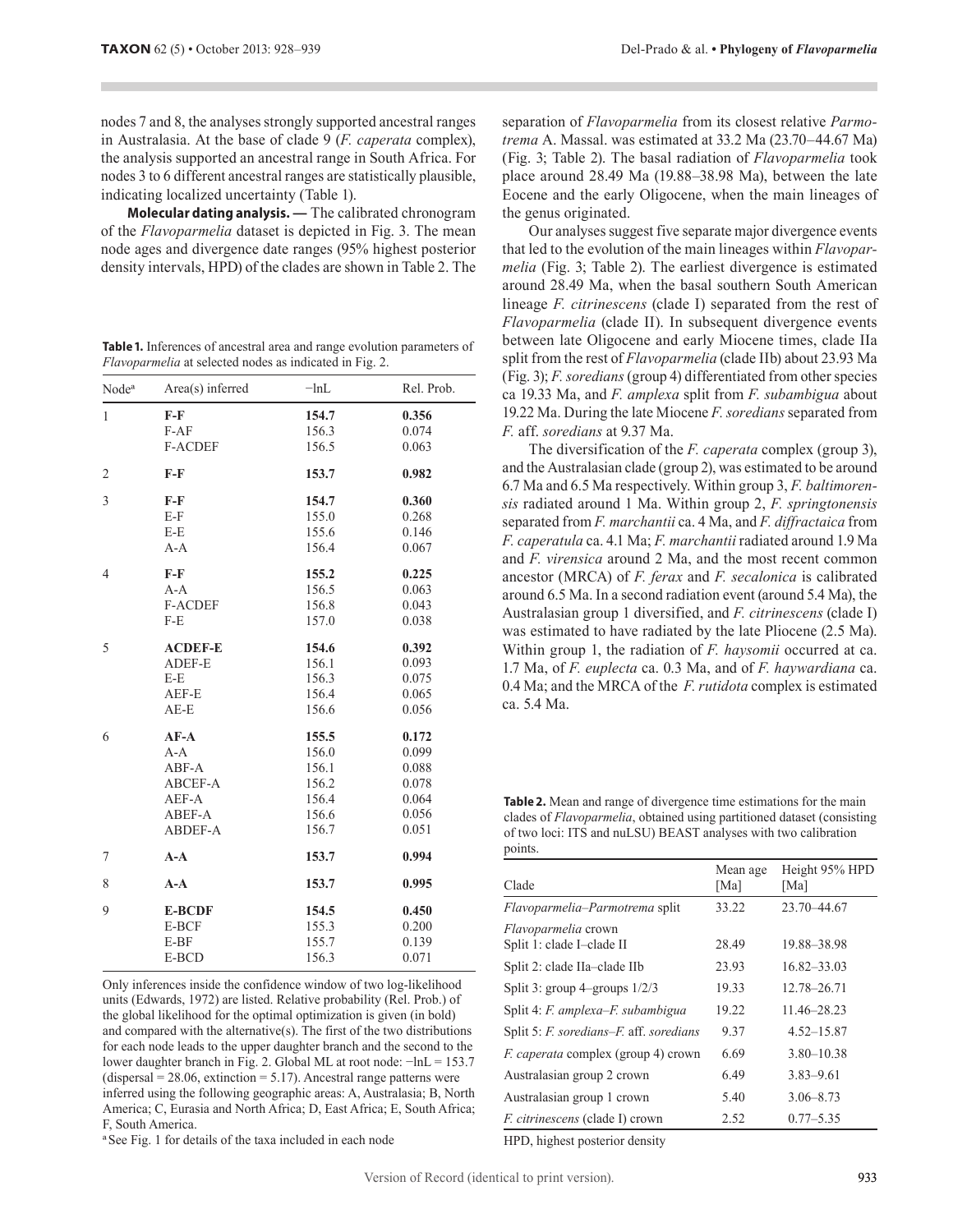nodes 7 and 8, the analyses strongly supported ancestral ranges in Australasia. At the base of clade 9 (*F. caperata* complex), the analysis supported an ancestral range in South Africa. For nodes 3 to 6 different ancestral ranges are statistically plausible, indicating localized uncertainty (Table 1).

**Molecular dating analysis. —** The calibrated chronogram of the *Flavoparmelia* dataset is depicted in Fig. 3. The mean node ages and divergence date ranges (95% highest posterior density intervals, HPD) of the clades are shown in Table 2. The separation of *Flavoparmelia* from its closest relative *Parmotrema* A. Massal. was estimated at 33.2 Ma (23.70–44.67 Ma) (Fig. 3; Table 2). The basal radiation of *Flavoparmelia* took place around 28.49 Ma (19.88–38.98 Ma), between the late Eocene and the early Oligocene, when the main lineages of the genus originated.

Our analyses suggest five separate major divergence events that led to the evolution of the main lineages within *Flavoparmelia* (Fig. 3; Table 2). The earliest divergence is estimated around 28.49 Ma, when the basal southern South American lineage *F. citrinescens* (clade I) separated from the rest of *Flavoparmelia* (clade II). In subsequent divergence events between late Oligocene and early Miocene times, clade IIa split from the rest of *Flavoparmelia* (clade IIb) about 23.93 Ma (Fig. 3); *F. soredians* (group 4) differentiated from other species ca 19.33 Ma, and *F. amplexa* split from *F. subambigua* about 19.22 Ma. During the late Miocene *F. soredians* separated from *F.* aff. *soredians* at 9.37 Ma.

The diversification of the *F. caperata* complex (group 3), and the Australasian clade (group 2), was estimated to be around 6.7 Ma and 6.5 Ma respectively. Within group 3, *F. baltimorensis* radiated around 1 Ma. Within group 2, *F. springtonensis* separated from *F. marchantii* ca. 4 Ma, and *F. diffractaica* from *F. caperatula* ca. 4.1 Ma; *F. marchantii* radiated around 1.9 Ma and *F. virensica* around 2 Ma, and the most recent common ancestor (MRCA) of *F. ferax* and *F. secalonica* is calibrated around 6.5 Ma. In a second radiation event (around 5.4 Ma), the Australasian group 1 diversified, and *F. citrinescens* (clade I) was estimated to have radiated by the late Pliocene (2.5 Ma). Within group 1, the radiation of *F. haysomii* occurred at ca. 1.7 Ma, of *F. euplecta* ca. 0.3 Ma, and of *F. haywardiana* ca. 0.4 Ma; and the MRCA of the *F. rutidota* complex is estimated ca. 5.4 Ma.

**Table 1.** Inferences of ancestral area and range evolution parameters of *Flavoparmelia* at selected nodes as indicated in Fig. 2.

| Node[a] | Area(s) inferred | −lnL | Rel. Prob. |
|---|---|---|---|
| 1 | **F-F** | **154.7** | **0.356** |
| | F-AF | 156.3 | 0.074 |
| | F-ACDEF | 156.5 | 0.063 |
| 2 | **F-F** | **153.7** | **0.982** |
| 3 | **F-F** | **154.7** | **0.360** |
| | E-F | 155.0 | 0.268 |
| | E-E | 155.6 | 0.146 |
| | A-A | 156.4 | 0.067 |
| 4 | **F-F** | **155.2** | **0.225** |
| | A-A | 156.5 | 0.063 |
| | F-ACDEF | 156.8 | 0.043 |
| | F-E | 157.0 | 0.038 |
| 5 | **ACDEF-E** | **154.6** | **0.392** |
| | ADEF-E | 156.1 | 0.093 |
| | E-E | 156.3 | 0.075 |
| | AEF-E | 156.4 | 0.065 |
| | AE-E | 156.6 | 0.056 |
| 6 | **AF-A** | **155.5** | **0.172** |
| | A-A | 156.0 | 0.099 |
| | ABF-A | 156.1 | 0.088 |
| | ABCEF-A | 156.2 | 0.078 |
| | AEF-A | 156.4 | 0.064 |
| | ABEF-A | 156.6 | 0.056 |
| | ABDEF-A | 156.7 | 0.051 |
| 7 | **A-A** | **153.7** | **0.994** |
| 8 | **A-A** | **153.7** | **0.995** |
| 9 | **E-BCDF** | **154.5** | **0.450** |
| | E-BCF | 155.3 | 0.200 |
| | E-BF | 155.7 | 0.139 |
| | E-BCD | 156.3 | 0.071 |

Only inferences inside the confidence window of two log-likelihood units (Edwards, 1972) are listed. Relative probability (Rel. Prob.) of the global likelihood for the optimal optimization is given (in bold) and compared with the alternative(s). The first of the two distributions for each node leads to the upper daughter branch and the second to the lower daughter branch in Fig. 2. Global ML at root node: −lnL = 153.7 (dispersal = 28.06, extinction = 5.17). Ancestral range patterns were inferred using the following geographic areas: A, Australasia; B, North America; C, Eurasia and North Africa; D, East Africa; E, South Africa; F, South America.

[a] See Fig. 1 for details of the taxa included in each node

**Table 2.** Mean and range of divergence time estimations for the main clades of *Flavoparmelia*, obtained using partitioned dataset (consisting of two loci: ITS and nuLSU) BEAST analyses with two calibration points.

| Clade | Mean age [Ma] | Height 95% HPD [Ma] |
|---|---|---|
| *Flavoparmelia*–*Parmotrema* split | 33.22 | 23.70–44.67 |
| *Flavoparmelia* crown<br>Split 1: clade I–clade II | 28.49 | 19.88–38.98 |
| Split 2: clade IIa–clade IIb | 23.93 | 16.82–33.03 |
| Split 3: group 4–groups 1/2/3 | 19.33 | 12.78–26.71 |
| Split 4: *F. amplexa*–*F. subambigua* | 19.22 | 11.46–28.23 |
| Split 5: *F. soredians*–*F.* aff. *soredians* | 9.37 | 4.52–15.87 |
| *F. caperata* complex (group 4) crown | 6.69 | 3.80–10.38 |
| Australasian group 2 crown | 6.49 | 3.83–9.61 |
| Australasian group 1 crown | 5.40 | 3.06–8.73 |
| *F. citrinescens* (clade I) crown | 2.52 | 0.77–5.35 |

HPD, highest posterior density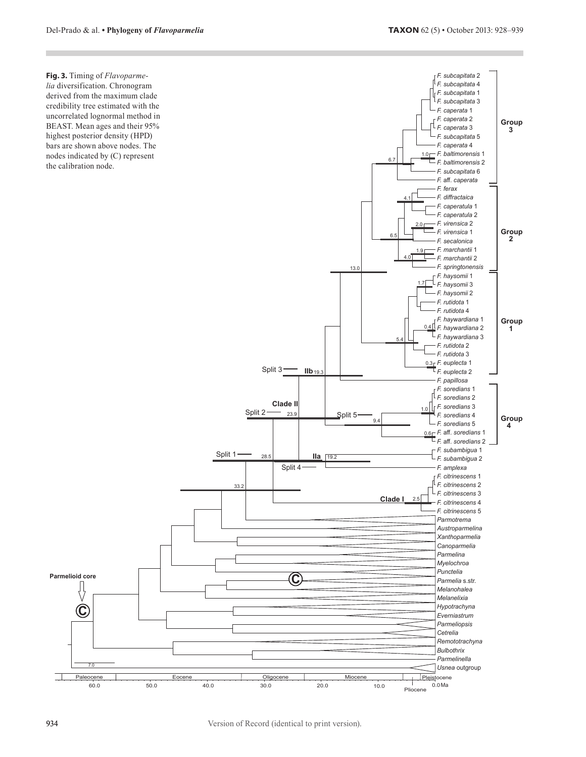**Fig. 3.** Timing of *Flavoparmelia* diversification. Chronogram derived from the maximum clade credibility tree estimated with the uncorrelated lognormal method in BEAST. Mean ages and their 95% highest posterior density (HPD) bars are shown above nodes. The nodes indicated by (C) represent the calibration node.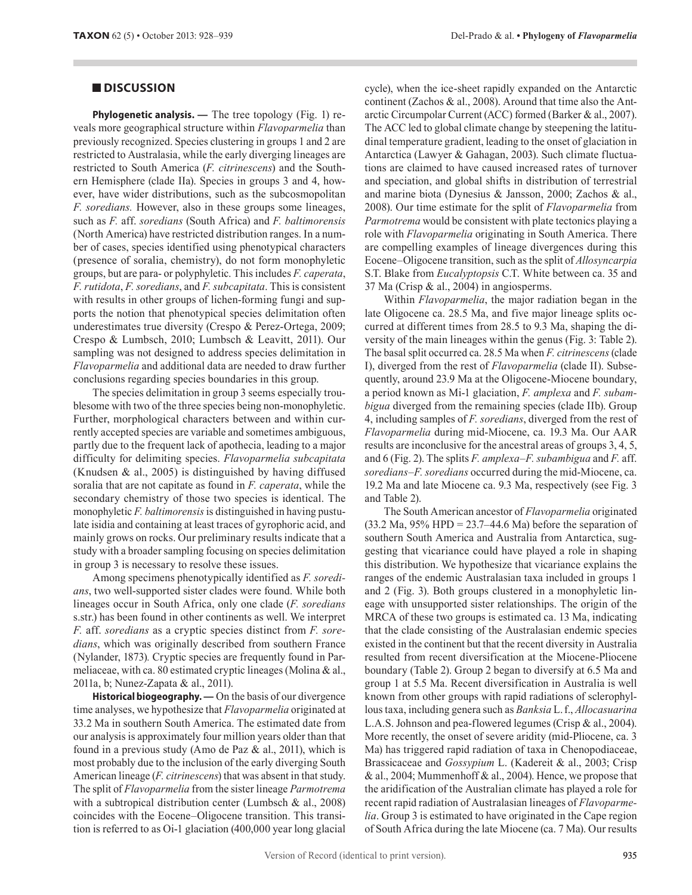## DISCUSSION

**Phylogenetic analysis. —** The tree topology (Fig. 1) reveals more geographical structure within *Flavoparmelia* than previously recognized. Species clustering in groups 1 and 2 are restricted to Australasia, while the early diverging lineages are restricted to South America (*F. citrinescens*) and the Southern Hemisphere (clade IIa). Species in groups 3 and 4, however, have wider distributions, such as the subcosmopolitan *F. soredians.* However, also in these groups some lineages, such as *F.* aff. *soredians* (South Africa) and *F. baltimorensis* (North America) have restricted distribution ranges. In a number of cases, species identified using phenotypical characters (presence of soralia, chemistry), do not form monophyletic groups, but are para- or polyphyletic. This includes *F. caperata*, *F. rutidota*, *F. soredians*, and *F. subcapitata*. This is consistent with results in other groups of lichen-forming fungi and supports the notion that phenotypical species delimitation often underestimates true diversity (Crespo & Perez-Ortega, 2009; Crespo & Lumbsch, 2010; Lumbsch & Leavitt, 2011). Our sampling was not designed to address species delimitation in *Flavoparmelia* and additional data are needed to draw further conclusions regarding species boundaries in this group.

The species delimitation in group 3 seems especially troublesome with two of the three species being non-monophyletic. Further, morphological characters between and within currently accepted species are variable and sometimes ambiguous, partly due to the frequent lack of apothecia, leading to a major difficulty for delimiting species. *Flavoparmelia subcapitata* (Knudsen & al., 2005) is distinguished by having diffused soralia that are not capitate as found in *F. caperata*, while the secondary chemistry of those two species is identical. The monophyletic *F. baltimorensis* is distinguished in having pustulate isidia and containing at least traces of gyrophoric acid, and mainly grows on rocks. Our preliminary results indicate that a study with a broader sampling focusing on species delimitation in group 3 is necessary to resolve these issues.

Among specimens phenotypically identified as *F. soredians*, two well-supported sister clades were found. While both lineages occur in South Africa, only one clade (*F. soredians* s.str.) has been found in other continents as well. We interpret *F.* aff. *soredians* as a cryptic species distinct from *F. soredians*, which was originally described from southern France (Nylander, 1873). Cryptic species are frequently found in Parmeliaceae, with ca. 80 estimated cryptic lineages (Molina & al., 2011a, b; Nunez-Zapata & al., 2011).

**Historical biogeography. —** On the basis of our divergence time analyses, we hypothesize that *Flavoparmelia* originated at 33.2 Ma in southern South America. The estimated date from our analysis is approximately four million years older than that found in a previous study (Amo de Paz & al., 2011), which is most probably due to the inclusion of the early diverging South American lineage (*F. citrinescens*) that was absent in that study. The split of *Flavoparmelia* from the sister lineage *Parmotrema* with a subtropical distribution center (Lumbsch & al., 2008) coincides with the Eocene–Oligocene transition. This transition is referred to as Oi-1 glaciation (400,000 year long glacial cycle), when the ice-sheet rapidly expanded on the Antarctic continent (Zachos & al., 2008). Around that time also the Antarctic Circumpolar Current (ACC) formed (Barker & al., 2007). The ACC led to global climate change by steepening the latitudinal temperature gradient, leading to the onset of glaciation in Antarctica (Lawyer & Gahagan, 2003). Such climate fluctuations are claimed to have caused increased rates of turnover and speciation, and global shifts in distribution of terrestrial and marine biota (Dynesius & Jansson, 2000; Zachos & al., 2008). Our time estimate for the split of *Flavoparmelia* from *Parmotrema* would be consistent with plate tectonics playing a role with *Flavoparmelia* originating in South America. There are compelling examples of lineage divergences during this Eocene–Oligocene transition, such as the split of *Allosyncarpia* S.T. Blake from *Eucalyptopsis* C.T. White between ca. 35 and 37 Ma (Crisp & al., 2004) in angiosperms.

Within *Flavoparmelia*, the major radiation began in the late Oligocene ca. 28.5 Ma, and five major lineage splits occurred at different times from 28.5 to 9.3 Ma, shaping the diversity of the main lineages within the genus (Fig. 3: Table 2). The basal split occurred ca. 28.5 Ma when *F. citrinescens* (clade I), diverged from the rest of *Flavoparmelia* (clade II). Subsequently, around 23.9 Ma at the Oligocene-Miocene boundary, a period known as Mi-1 glaciation, *F. amplexa* and *F. subambigua* diverged from the remaining species (clade IIb). Group 4, including samples of *F. soredians*, diverged from the rest of *Flavoparmelia* during mid-Miocene, ca. 19.3 Ma. Our AAR results are inconclusive for the ancestral areas of groups 3, 4, 5, and 6 (Fig. 2). The splits *F. amplexa–F. subambigua* and *F.* aff. *soredians–F. soredians* occurred during the mid-Miocene, ca. 19.2 Ma and late Miocene ca. 9.3 Ma, respectively (see Fig. 3 and Table 2).

The South American ancestor of *Flavoparmelia* originated (33.2 Ma, 95% HPD = 23.7–44.6 Ma) before the separation of southern South America and Australia from Antarctica, suggesting that vicariance could have played a role in shaping this distribution. We hypothesize that vicariance explains the ranges of the endemic Australasian taxa included in groups 1 and 2 (Fig. 3). Both groups clustered in a monophyletic lineage with unsupported sister relationships. The origin of the MRCA of these two groups is estimated ca. 13 Ma, indicating that the clade consisting of the Australasian endemic species existed in the continent but that the recent diversity in Australia resulted from recent diversification at the Miocene-Pliocene boundary (Table 2). Group 2 began to diversify at 6.5 Ma and group 1 at 5.5 Ma. Recent diversification in Australia is well known from other groups with rapid radiations of sclerophyllous taxa, including genera such as *Banksia* L. f., *Allocasuarina* L.A.S. Johnson and pea-flowered legumes (Crisp & al., 2004). More recently, the onset of severe aridity (mid-Pliocene, ca. 3 Ma) has triggered rapid radiation of taxa in Chenopodiaceae, Brassicaceae and *Gossypium* L. (Kadereit & al., 2003; Crisp & al., 2004; Mummenhoff & al., 2004). Hence, we propose that the aridification of the Australian climate has played a role for recent rapid radiation of Australasian lineages of *Flavoparmelia*. Group 3 is estimated to have originated in the Cape region of South Africa during the late Miocene (ca. 7 Ma). Our results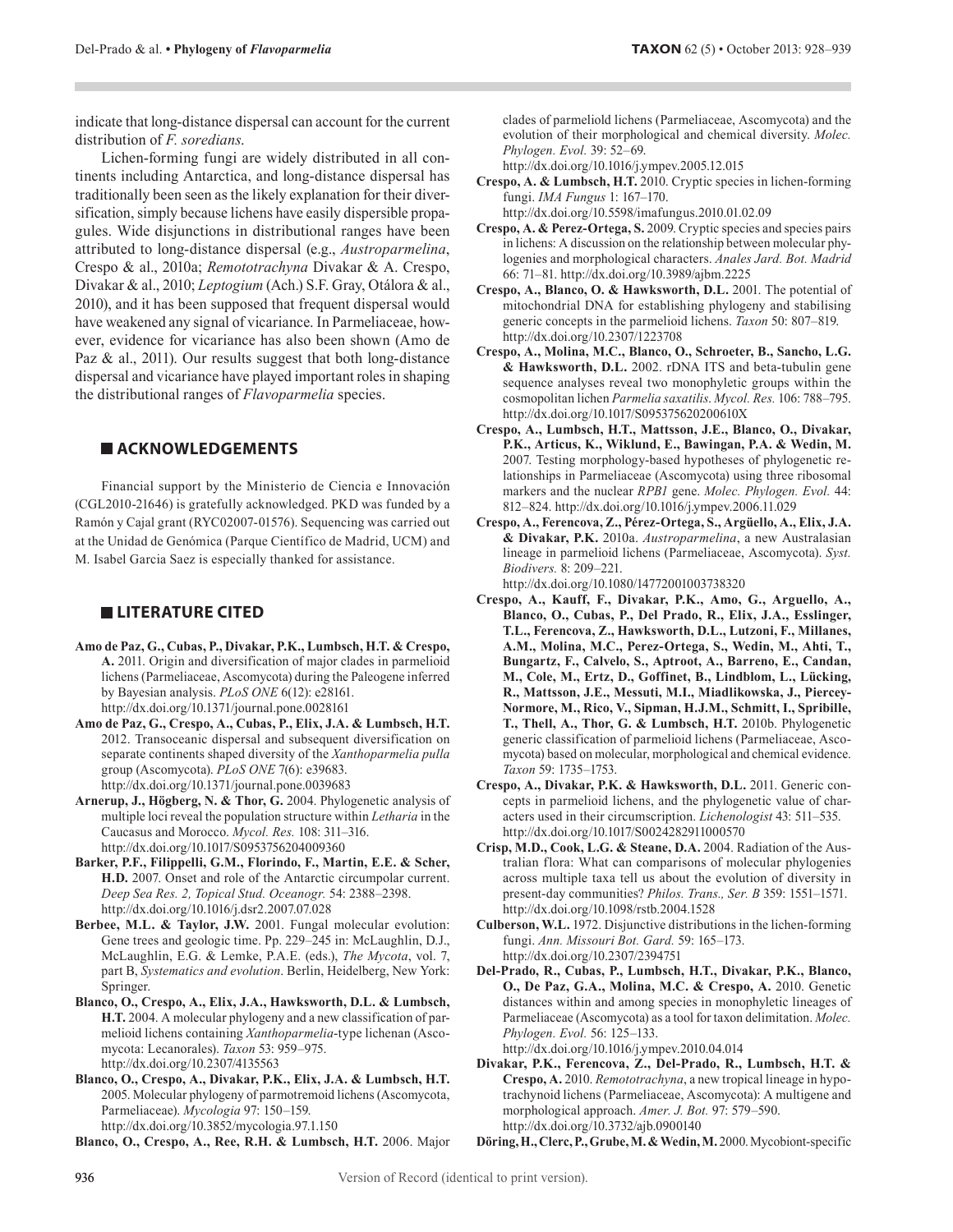indicate that long-distance dispersal can account for the current distribution of *F. soredians*.

Lichen-forming fungi are widely distributed in all continents including Antarctica, and long-distance dispersal has traditionally been seen as the likely explanation for their diversification, simply because lichens have easily dispersible propagules. Wide disjunctions in distributional ranges have been attributed to long-distance dispersal (e.g., *Austroparmelina*, Crespo & al., 2010a; *Remototrachyna* Divakar & A. Crespo, Divakar & al., 2010; *Leptogium* (Ach.) S.F. Gray, Otálora & al., 2010), and it has been supposed that frequent dispersal would have weakened any signal of vicariance. In Parmeliaceae, however, evidence for vicariance has also been shown (Amo de Paz & al., 2011). Our results suggest that both long-distance dispersal and vicariance have played important roles in shaping the distributional ranges of *Flavoparmelia* species.

## ACKNOWLEDGEMENTS

Financial support by the Ministerio de Ciencia e Innovación (CGL2010-21646) is gratefully acknowledged. PKD was funded by a Ramón y Cajal grant (RYC02007-01576). Sequencing was carried out at the Unidad de Genómica (Parque Científico de Madrid, UCM) and M. Isabel Garcia Saez is especially thanked for assistance.

## LITERATURE CITED

**Amo de Paz, G., Cubas, P., Divakar, P.K., Lumbsch, H.T. & Crespo, A.** 2011. Origin and diversification of major clades in parmelioid lichens (Parmeliaceae, Ascomycota) during the Paleogene inferred by Bayesian analysis. *PLoS ONE* 6(12): e28161. http://dx.doi.org/10.1371/journal.pone.0028161

**Amo de Paz, G., Crespo, A., Cubas, P., Elix, J.A. & Lumbsch, H.T.** 2012. Transoceanic dispersal and subsequent diversification on separate continents shaped diversity of the *Xanthoparmelia pulla* group (Ascomycota). *PLoS ONE* 7(6): e39683. http://dx.doi.org/10.1371/journal.pone.0039683

**Arnerup, J., Högberg, N. & Thor, G.** 2004. Phylogenetic analysis of multiple loci reveal the population structure within *Letharia* in the Caucasus and Morocco. *Mycol. Res.* 108: 311–316. http://dx.doi.org/10.1017/S0953756204009360

**Barker, P.F., Filippelli, G.M., Florindo, F., Martin, E.E. & Scher, H.D.** 2007. Onset and role of the Antarctic circumpolar current. *Deep Sea Res. 2, Topical Stud. Oceanogr.* 54: 2388–2398. http://dx.doi.org/10.1016/j.dsr2.2007.07.028

**Berbee, M.L. & Taylor, J.W.** 2001. Fungal molecular evolution: Gene trees and geologic time. Pp. 229–245 in: McLaughlin, D.J., McLaughlin, E.G. & Lemke, P.A.E. (eds.), *The Mycota*, vol. 7, part B, *Systematics and evolution*. Berlin, Heidelberg, New York: Springer.

**Blanco, O., Crespo, A., Elix, J.A., Hawksworth, D.L. & Lumbsch, H.T.** 2004. A molecular phylogeny and a new classification of parmelioid lichens containing *Xanthoparmelia*-type lichenan (Ascomycota: Lecanorales). *Taxon* 53: 959–975. http://dx.doi.org/10.2307/4135563

**Blanco, O., Crespo, A., Divakar, P.K., Elix, J.A. & Lumbsch, H.T.** 2005. Molecular phylogeny of parmotremoid lichens (Ascomycota, Parmeliaceae). *Mycologia* 97: 150–159. http://dx.doi.org/10.3852/mycologia.97.1.150

**Blanco, O., Crespo, A., Ree, R.H. & Lumbsch, H.T.** 2006. Major clades of parmeliold lichens (Parmeliaceae, Ascomycota) and the evolution of their morphological and chemical diversity. *Molec. Phylogen. Evol.* 39: 52–69. http://dx.doi.org/10.1016/j.ympev.2005.12.015

**Crespo, A. & Lumbsch, H.T.** 2010. Cryptic species in lichen-forming fungi. *IMA Fungus* 1: 167–170. http://dx.doi.org/10.5598/imafungus.2010.01.02.09

**Crespo, A. & Perez-Ortega, S.** 2009. Cryptic species and species pairs in lichens: A discussion on the relationship between molecular phylogenies and morphological characters. *Anales Jard. Bot. Madrid* 66: 71–81. http://dx.doi.org/10.3989/ajbm.2225

**Crespo, A., Blanco, O. & Hawksworth, D.L.** 2001. The potential of mitochondrial DNA for establishing phylogeny and stabilising generic concepts in the parmelioid lichens. *Taxon* 50: 807–819. http://dx.doi.org/10.2307/1223708

**Crespo, A., Molina, M.C., Blanco, O., Schroeter, B., Sancho, L.G. & Hawksworth, D.L.** 2002. rDNA ITS and beta-tubulin gene sequence analyses reveal two monophyletic groups within the cosmopolitan lichen *Parmelia saxatilis*. *Mycol. Res.* 106: 788–795. http://dx.doi.org/10.1017/S095375620200610X

**Crespo, A., Lumbsch, H.T., Mattsson, J.E., Blanco, O., Divakar, P.K., Articus, K., Wiklund, E., Bawingan, P.A. & Wedin, M.** 2007. Testing morphology-based hypotheses of phylogenetic relationships in Parmeliaceae (Ascomycota) using three ribosomal markers and the nuclear *RPB1* gene. *Molec. Phylogen. Evol.* 44: 812–824. http://dx.doi.org/10.1016/j.ympev.2006.11.029

**Crespo, A., Ferencova, Z., Pérez-Ortega, S., Argüello, A., Elix, J.A. & Divakar, P.K.** 2010a. *Austroparmelina*, a new Australasian lineage in parmelioid lichens (Parmeliaceae, Ascomycota). *Syst. Biodivers.* 8: 209–221. http://dx.doi.org/10.1080/14772001003738320

**Crespo, A., Kauff, F., Divakar, P.K., Amo, G., Arguello, A., Blanco, O., Cubas, P., Del Prado, R., Elix, J.A., Esslinger, T.L., Ferencova, Z., Hawksworth, D.L., Lutzoni, F., Millanes, A.M., Molina, M.C., Perez-Ortega, S., Wedin, M., Ahti, T., Bungartz, F., Calvelo, S., Aptroot, A., Barreno, E., Candan, M., Cole, M., Ertz, D., Goffinet, B., Lindblom, L., Lücking, R., Mattsson, J.E., Messuti, M.I., Miadlikowska, J., Piercey-Normore, M., Rico, V., Sipman, H.J.M., Schmitt, I., Spribille, T., Thell, A., Thor, G. & Lumbsch, H.T.** 2010b. Phylogenetic generic classification of parmelioid lichens (Parmeliaceae, Ascomycota) based on molecular, morphological and chemical evidence. *Taxon* 59: 1735–1753.

**Crespo, A., Divakar, P.K. & Hawksworth, D.L.** 2011. Generic concepts in parmelioid lichens, and the phylogenetic value of characters used in their circumscription. *Lichenologist* 43: 511–535. http://dx.doi.org/10.1017/S0024282911000570

**Crisp, M.D., Cook, L.G. & Steane, D.A.** 2004. Radiation of the Australian flora: What can comparisons of molecular phylogenies across multiple taxa tell us about the evolution of diversity in present-day communities? *Philos. Trans., Ser. B* 359: 1551–1571. http://dx.doi.org/10.1098/rstb.2004.1528

**Culberson, W.L.** 1972. Disjunctive distributions in the lichen-forming fungi. *Ann. Missouri Bot. Gard.* 59: 165–173. http://dx.doi.org/10.2307/2394751

**Del-Prado, R., Cubas, P., Lumbsch, H.T., Divakar, P.K., Blanco, O., De Paz, G.A., Molina, M.C. & Crespo, A.** 2010. Genetic distances within and among species in monophyletic lineages of Parmeliaceae (Ascomycota) as a tool for taxon delimitation. *Molec. Phylogen. Evol.* 56: 125–133. http://dx.doi.org/10.1016/j.ympev.2010.04.014

**Divakar, P.K., Ferencova, Z., Del-Prado, R., Lumbsch, H.T. & Crespo, A.** 2010. *Remototrachyna*, a new tropical lineage in hypotrachynoid lichens (Parmeliaceae, Ascomycota): A multigene and morphological approach. *Amer. J. Bot.* 97: 579–590. http://dx.doi.org/10.3732/ajb.0900140

**Döring, H., Clerc, P., Grube, M. & Wedin, M.** 2000. Mycobiont-specific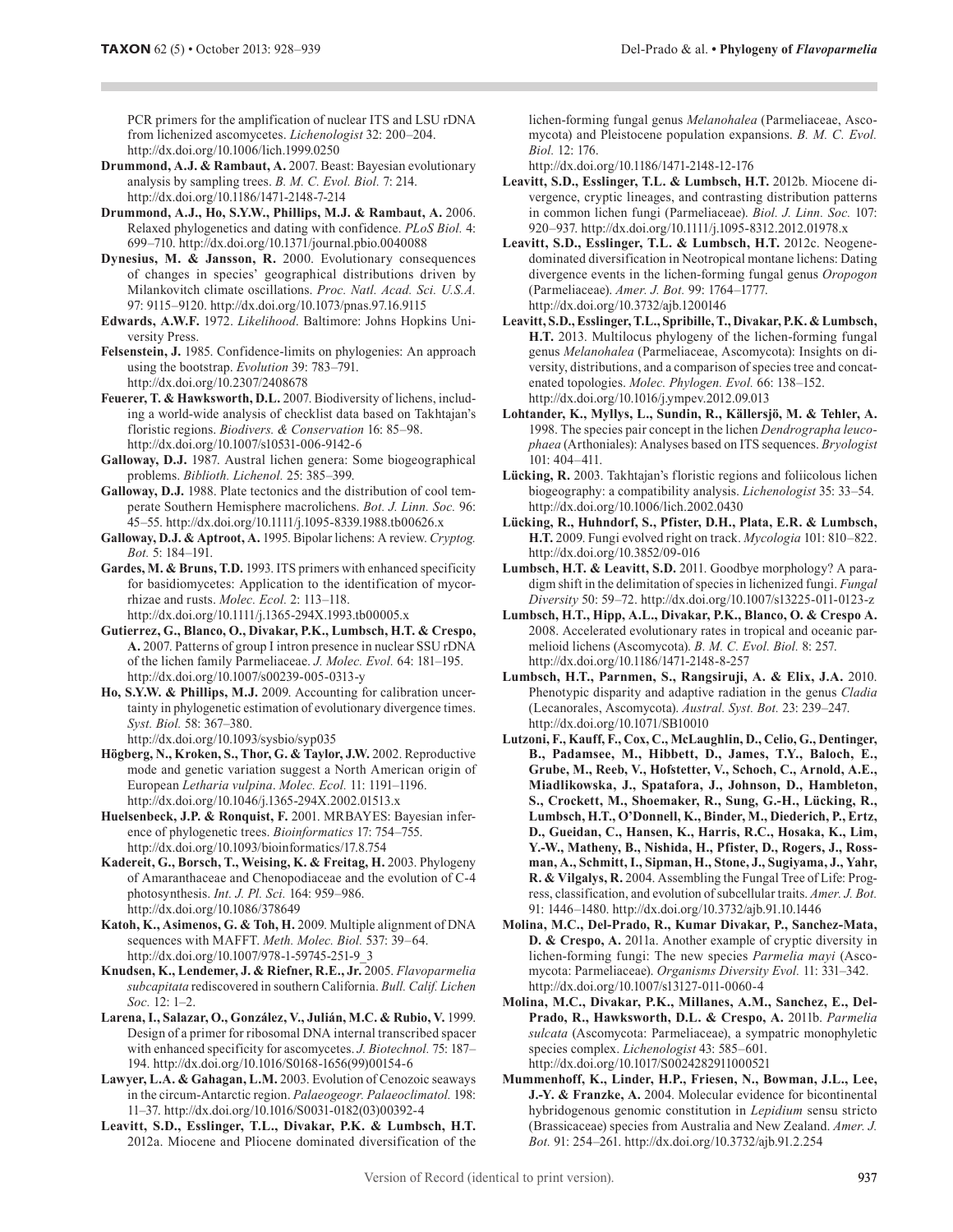PCR primers for the amplification of nuclear ITS and LSU rDNA from lichenized ascomycetes. *Lichenologist* 32: 200–204. http://dx.doi.org/10.1006/lich.1999.0250

**Drummond, A.J. & Rambaut, A.** 2007. Beast: Bayesian evolutionary analysis by sampling trees. *B. M. C. Evol. Biol.* 7: 214. http://dx.doi.org/10.1186/1471-2148-7-214

**Drummond, A.J., Ho, S.Y.W., Phillips, M.J. & Rambaut, A.** 2006. Relaxed phylogenetics and dating with confidence. *PLoS Biol.* 4: 699–710. http://dx.doi.org/10.1371/journal.pbio.0040088

**Dynesius, M. & Jansson, R.** 2000. Evolutionary consequences of changes in species' geographical distributions driven by Milankovitch climate oscillations. *Proc. Natl. Acad. Sci. U.S.A.* 97: 9115–9120. http://dx.doi.org/10.1073/pnas.97.16.9115

**Edwards, A.W.F.** 1972. *Likelihood*. Baltimore: Johns Hopkins University Press.

**Felsenstein, J.** 1985. Confidence-limits on phylogenies: An approach using the bootstrap. *Evolution* 39: 783–791. http://dx.doi.org/10.2307/2408678

**Feuerer, T. & Hawksworth, D.L.** 2007. Biodiversity of lichens, including a world-wide analysis of checklist data based on Takhtajan's floristic regions. *Biodivers. & Conservation* 16: 85–98. http://dx.doi.org/10.1007/s10531-006-9142-6

**Galloway, D.J.** 1987. Austral lichen genera: Some biogeographical problems. *Biblioth. Lichenol.* 25: 385–399.

**Galloway, D.J.** 1988. Plate tectonics and the distribution of cool temperate Southern Hemisphere macrolichens. *Bot. J. Linn. Soc.* 96: 45–55. http://dx.doi.org/10.1111/j.1095-8339.1988.tb00626.x

**Galloway, D.J. & Aptroot, A.** 1995. Bipolar lichens: A review. *Cryptog. Bot.* 5: 184–191.

**Gardes, M. & Bruns, T.D.** 1993. ITS primers with enhanced specificity for basidiomycetes: Application to the identification of mycorrhizae and rusts. *Molec. Ecol.* 2: 113–118. http://dx.doi.org/10.1111/j.1365-294X.1993.tb00005.x

**Gutierrez, G., Blanco, O., Divakar, P.K., Lumbsch, H.T. & Crespo, A.** 2007. Patterns of group I intron presence in nuclear SSU rDNA of the lichen family Parmeliaceae. *J. Molec. Evol.* 64: 181–195. http://dx.doi.org/10.1007/s00239-005-0313-y

**Ho, S.Y.W. & Phillips, M.J.** 2009. Accounting for calibration uncertainty in phylogenetic estimation of evolutionary divergence times. *Syst. Biol.* 58: 367–380. http://dx.doi.org/10.1093/sysbio/syp035

**Högberg, N., Kroken, S., Thor, G. & Taylor, J.W.** 2002. Reproductive mode and genetic variation suggest a North American origin of European *Letharia vulpina*. *Molec. Ecol.* 11: 1191–1196. http://dx.doi.org/10.1046/j.1365-294X.2002.01513.x

**Huelsenbeck, J.P. & Ronquist, F.** 2001. MRBAYES: Bayesian inference of phylogenetic trees. *Bioinformatics* 17: 754–755. http://dx.doi.org/10.1093/bioinformatics/17.8.754

**Kadereit, G., Borsch, T., Weising, K. & Freitag, H.** 2003. Phylogeny of Amaranthaceae and Chenopodiaceae and the evolution of C-4 photosynthesis. *Int. J. Pl. Sci.* 164: 959–986. http://dx.doi.org/10.1086/378649

**Katoh, K., Asimenos, G. & Toh, H.** 2009. Multiple alignment of DNA sequences with MAFFT. *Meth. Molec. Biol.* 537: 39–64. http://dx.doi.org/10.1007/978-1-59745-251-9_3

**Knudsen, K., Lendemer, J. & Riefner, R.E., Jr.** 2005. *Flavoparmelia subcapitata* rediscovered in southern California. *Bull. Calif. Lichen Soc.* 12: 1–2.

**Larena, I., Salazar, O., González, V., Julián, M.C. & Rubio, V.** 1999. Design of a primer for ribosomal DNA internal transcribed spacer with enhanced specificity for ascomycetes. *J. Biotechnol.* 75: 187–194. http://dx.doi.org/10.1016/S0168-1656(99)00154-6

**Lawyer, L.A. & Gahagan, L.M.** 2003. Evolution of Cenozoic seaways in the circum-Antarctic region. *Palaeogeogr. Palaeoclimatol.* 198: 11–37. http://dx.doi.org/10.1016/S0031-0182(03)00392-4

**Leavitt, S.D., Esslinger, T.L., Divakar, P.K. & Lumbsch, H.T.** 2012a. Miocene and Pliocene dominated diversification of the lichen-forming fungal genus *Melanohalea* (Parmeliaceae, Ascomycota) and Pleistocene population expansions. *B. M. C. Evol. Biol.* 12: 176. http://dx.doi.org/10.1186/1471-2148-12-176

**Leavitt, S.D., Esslinger, T.L. & Lumbsch, H.T.** 2012b. Miocene divergence, cryptic lineages, and contrasting distribution patterns in common lichen fungi (Parmeliaceae). *Biol. J. Linn. Soc.* 107: 920–937. http://dx.doi.org/10.1111/j.1095-8312.2012.01978.x

**Leavitt, S.D., Esslinger, T.L. & Lumbsch, H.T.** 2012c. Neogene-dominated diversification in Neotropical montane lichens: Dating divergence events in the lichen-forming fungal genus *Oropogon* (Parmeliaceae). *Amer. J. Bot.* 99: 1764–1777. http://dx.doi.org/10.3732/ajb.1200146

**Leavitt, S.D., Esslinger, T.L., Spribille, T., Divakar, P.K. & Lumbsch, H.T.** 2013. Multilocus phylogeny of the lichen-forming fungal genus *Melanohalea* (Parmeliaceae, Ascomycota): Insights on diversity, distributions, and a comparison of species tree and concatenated topologies. *Molec. Phylogen. Evol.* 66: 138–152. http://dx.doi.org/10.1016/j.ympev.2012.09.013

**Lohtander, K., Myllys, L., Sundin, R., Källersjö, M. & Tehler, A.** 1998. The species pair concept in the lichen *Dendrographa leucophaea* (Arthoniales): Analyses based on ITS sequences. *Bryologist* 101: 404–411.

**Lücking, R.** 2003. Takhtajan's floristic regions and foliicolous lichen biogeography: a compatibility analysis. *Lichenologist* 35: 33–54. http://dx.doi.org/10.1006/lich.2002.0430

**Lücking, R., Huhndorf, S., Pfister, D.H., Plata, E.R. & Lumbsch, H.T.** 2009. Fungi evolved right on track. *Mycologia* 101: 810–822. http://dx.doi.org/10.3852/09-016

**Lumbsch, H.T. & Leavitt, S.D.** 2011. Goodbye morphology? A paradigm shift in the delimitation of species in lichenized fungi. *Fungal Diversity* 50: 59–72. http://dx.doi.org/10.1007/s13225-011-0123-z

**Lumbsch, H.T., Hipp, A.L., Divakar, P.K., Blanco, O. & Crespo A.** 2008. Accelerated evolutionary rates in tropical and oceanic parmelioid lichens (Ascomycota). *B. M. C. Evol. Biol.* 8: 257. http://dx.doi.org/10.1186/1471-2148-8-257

**Lumbsch, H.T., Parnmen, S., Rangsiruji, A. & Elix, J.A.** 2010. Phenotypic disparity and adaptive radiation in the genus *Cladia* (Lecanorales, Ascomycota). *Austral. Syst. Bot.* 23: 239–247. http://dx.doi.org/10.1071/SB10010

**Lutzoni, F., Kauff, F., Cox, C., McLaughlin, D., Celio, G., Dentinger, B., Padamsee, M., Hibbett, D., James, T.Y., Baloch, E., Grube, M., Reeb, V., Hofstetter, V., Schoch, C., Arnold, A.E., Miadlikowska, J., Spatafora, J., Johnson, D., Hambleton, S., Crockett, M., Shoemaker, R., Sung, G.-H., Lücking, R., Lumbsch, H.T., O'Donnell, K., Binder, M., Diederich, P., Ertz, D., Gueidan, C., Hansen, K., Harris, R.C., Hosaka, K., Lim, Y.-W., Matheny, B., Nishida, H., Pfister, D., Rogers, J., Rossman, A., Schmitt, I., Sipman, H., Stone, J., Sugiyama, J., Yahr, R. & Vilgalys, R.** 2004. Assembling the Fungal Tree of Life: Progress, classification, and evolution of subcellular traits. *Amer. J. Bot.* 91: 1446–1480. http://dx.doi.org/10.3732/ajb.91.10.1446

**Molina, M.C., Del-Prado, R., Kumar Divakar, P., Sanchez-Mata, D. & Crespo, A.** 2011a. Another example of cryptic diversity in lichen-forming fungi: The new species *Parmelia mayi* (Ascomycota: Parmeliaceae). *Organisms Diversity Evol.* 11: 331–342. http://dx.doi.org/10.1007/s13127-011-0060-4

**Molina, M.C., Divakar, P.K., Millanes, A.M., Sanchez, E., Del-Prado, R., Hawksworth, D.L. & Crespo, A.** 2011b. *Parmelia sulcata* (Ascomycota: Parmeliaceae), a sympatric monophyletic species complex. *Lichenologist* 43: 585–601. http://dx.doi.org/10.1017/S0024282911000521

**Mummenhoff, K., Linder, H.P., Friesen, N., Bowman, J.L., Lee, J.-Y. & Franzke, A.** 2004. Molecular evidence for bicontinental hybridogenous genomic constitution in *Lepidium* sensu stricto (Brassicaceae) species from Australia and New Zealand. *Amer. J. Bot.* 91: 254–261. http://dx.doi.org/10.3732/ajb.91.2.254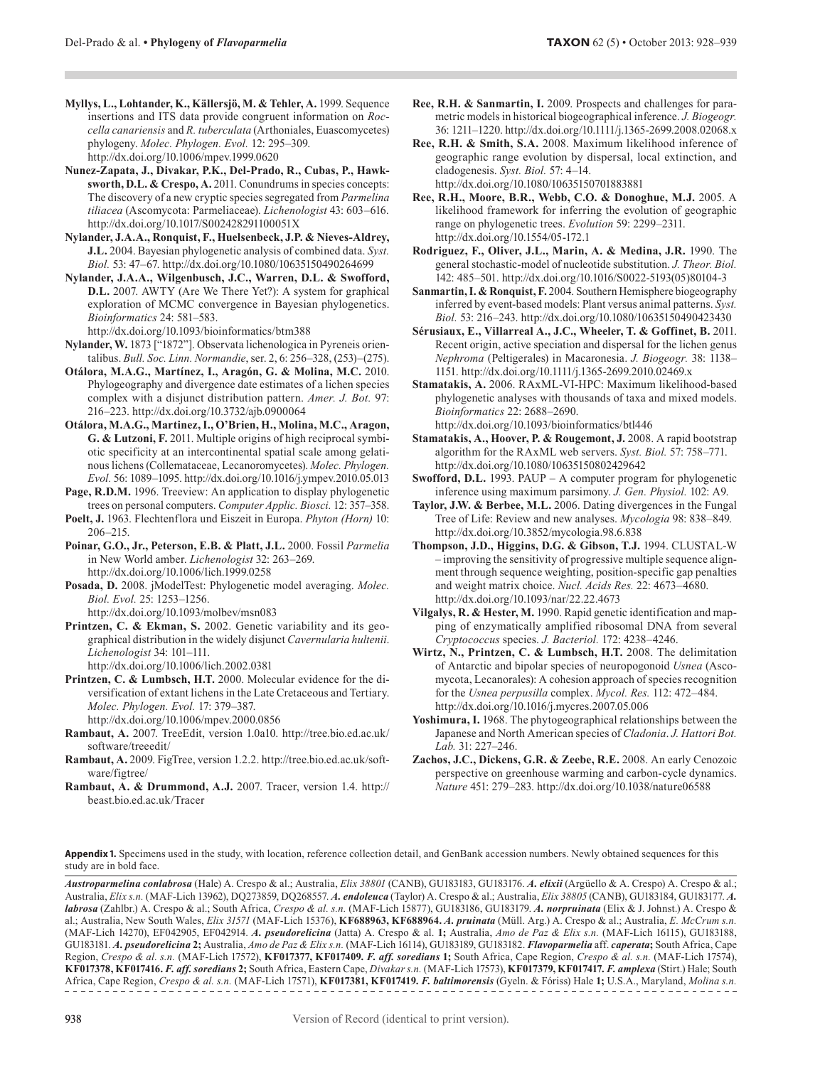**Myllys, L., Lohtander, K., Källersjö, M. & Tehler, A.** 1999. Sequence insertions and ITS data provide congruent information on *Roccella canariensis* and *R. tuberculata* (Arthoniales, Euascomycetes) phylogeny. *Molec. Phylogen. Evol.* 12: 295–309. http://dx.doi.org/10.1006/mpev.1999.0620

**Nunez-Zapata, J., Divakar, P.K., Del-Prado, R., Cubas, P., Hawksworth, D.L. & Crespo, A.** 2011. Conundrums in species concepts: The discovery of a new cryptic species segregated from *Parmelina tiliacea* (Ascomycota: Parmeliaceae). *Lichenologist* 43: 603–616. http://dx.doi.org/10.1017/S002428291100051X

**Nylander, J.A.A., Ronquist, F., Huelsenbeck, J.P. & Nieves-Aldrey, J.L.** 2004. Bayesian phylogenetic analysis of combined data. *Syst. Biol.* 53: 47–67. http://dx.doi.org/10.1080/10635150490264699

**Nylander, J.A.A., Wilgenbusch, J.C., Warren, D.L. & Swofford, D.L.** 2007. AWTY (Are We There Yet?): A system for graphical exploration of MCMC convergence in Bayesian phylogenetics. *Bioinformatics* 24: 581–583. http://dx.doi.org/10.1093/bioinformatics/btm388

**Nylander, W.** 1873 ["1872"]. Observata lichenologica in Pyreneis orientalibus. *Bull. Soc. Linn. Normandie*, ser. 2, 6: 256–328, (253)–(275).

**Otálora, M.A.G., Martínez, I., Aragón, G. & Molina, M.C.** 2010. Phylogeography and divergence date estimates of a lichen species complex with a disjunct distribution pattern. *Amer. J. Bot.* 97: 216–223. http://dx.doi.org/10.3732/ajb.0900064

**Otálora, M.A.G., Martinez, I., O'Brien, H., Molina, M.C., Aragon, G. & Lutzoni, F.** 2011. Multiple origins of high reciprocal symbiotic specificity at an intercontinental spatial scale among gelatinous lichens (Collemataceae, Lecanoromycetes). *Molec. Phylogen. Evol.* 56: 1089–1095. http://dx.doi.org/10.1016/j.ympev.2010.05.013

**Page, R.D.M.** 1996. Treeview: An application to display phylogenetic trees on personal computers. *Computer Applic. Biosci.* 12: 357–358.

**Poelt, J.** 1963. Flechtenflora und Eiszeit in Europa. *Phyton (Horn)* 10: 206–215.

**Poinar, G.O., Jr., Peterson, E.B. & Platt, J.L.** 2000. Fossil *Parmelia* in New World amber. *Lichenologist* 32: 263–269. http://dx.doi.org/10.1006/lich.1999.0258

**Posada, D.** 2008. jModelTest: Phylogenetic model averaging. *Molec. Biol. Evol.* 25: 1253–1256. http://dx.doi.org/10.1093/molbev/msn083

**Printzen, C. & Ekman, S.** 2002. Genetic variability and its geographical distribution in the widely disjunct *Cavernularia hultenii*. *Lichenologist* 34: 101–111. http://dx.doi.org/10.1006/lich.2002.0381

**Printzen, C. & Lumbsch, H.T.** 2000. Molecular evidence for the diversification of extant lichens in the Late Cretaceous and Tertiary. *Molec. Phylogen. Evol.* 17: 379–387. http://dx.doi.org/10.1006/mpev.2000.0856

**Rambaut, A.** 2007. TreeEdit, version 1.0a10. http://tree.bio.ed.ac.uk/software/treeedit/

**Rambaut, A.** 2009. FigTree, version 1.2.2. http://tree.bio.ed.ac.uk/software/figtree/

**Rambaut, A. & Drummond, A.J.** 2007. Tracer, version 1.4. http://beast.bio.ed.ac.uk/Tracer

**Ree, R.H. & Sanmartin, I.** 2009. Prospects and challenges for parametric models in historical biogeographical inference. *J. Biogeogr.* 36: 1211–1220. http://dx.doi.org/10.1111/j.1365-2699.2008.02068.x

**Ree, R.H. & Smith, S.A.** 2008. Maximum likelihood inference of geographic range evolution by dispersal, local extinction, and cladogenesis. *Syst. Biol.* 57: 4–14. http://dx.doi.org/10.1080/10635150701883881

**Ree, R.H., Moore, B.R., Webb, C.O. & Donoghue, M.J.** 2005. A likelihood framework for inferring the evolution of geographic range on phylogenetic trees. *Evolution* 59: 2299–2311. http://dx.doi.org/10.1554/05-172.1

**Rodriguez, F., Oliver, J.L., Marin, A. & Medina, J.R.** 1990. The general stochastic-model of nucleotide substitution. *J. Theor. Biol.* 142: 485–501. http://dx.doi.org/10.1016/S0022-5193(05)80104-3

**Sanmartin, I. & Ronquist, F.** 2004. Southern Hemisphere biogeography inferred by event-based models: Plant versus animal patterns. *Syst. Biol.* 53: 216–243. http://dx.doi.org/10.1080/10635150490423430

**Sérusiaux, E., Villarreal A., J.C., Wheeler, T. & Goffinet, B.** 2011. Recent origin, active speciation and dispersal for the lichen genus *Nephroma* (Peltigerales) in Macaronesia. *J. Biogeogr.* 38: 1138–1151. http://dx.doi.org/10.1111/j.1365-2699.2010.02469.x

**Stamatakis, A.** 2006. RAxML-VI-HPC: Maximum likelihood-based phylogenetic analyses with thousands of taxa and mixed models. *Bioinformatics* 22: 2688–2690. http://dx.doi.org/10.1093/bioinformatics/btl446

**Stamatakis, A., Hoover, P. & Rougemont, J.** 2008. A rapid bootstrap algorithm for the RAxML web servers. *Syst. Biol.* 57: 758–771. http://dx.doi.org/10.1080/10635150802429642

**Swofford, D.L.** 1993. PAUP – A computer program for phylogenetic inference using maximum parsimony. *J. Gen. Physiol.* 102: A9.

**Taylor, J.W. & Berbee, M.L.** 2006. Dating divergences in the Fungal Tree of Life: Review and new analyses. *Mycologia* 98: 838–849. http://dx.doi.org/10.3852/mycologia.98.6.838

**Thompson, J.D., Higgins, D.G. & Gibson, T.J.** 1994. CLUSTAL-W – improving the sensitivity of progressive multiple sequence alignment through sequence weighting, position-specific gap penalties and weight matrix choice. *Nucl. Acids Res.* 22: 4673–4680. http://dx.doi.org/10.1093/nar/22.22.4673

**Vilgalys, R. & Hester, M.** 1990. Rapid genetic identification and mapping of enzymatically amplified ribosomal DNA from several *Cryptococcus* species. *J. Bacteriol.* 172: 4238–4246.

**Wirtz, N., Printzen, C. & Lumbsch, H.T.** 2008. The delimitation of Antarctic and bipolar species of neuropogonoid *Usnea* (Ascomycota, Lecanorales): A cohesion approach of species recognition for the *Usnea perpusilla* complex. *Mycol. Res.* 112: 472–484. http://dx.doi.org/10.1016/j.mycres.2007.05.006

**Yoshimura, I.** 1968. The phytogeographical relationships between the Japanese and North American species of *Cladonia*. *J. Hattori Bot. Lab.* 31: 227–246.

**Zachos, J.C., Dickens, G.R. & Zeebe, R.E.** 2008. An early Cenozoic perspective on greenhouse warming and carbon-cycle dynamics. *Nature* 451: 279–283. http://dx.doi.org/10.1038/nature06588

**Appendix 1.** Specimens used in the study, with location, reference collection detail, and GenBank accession numbers. Newly obtained sequences for this study are in bold face.

***Austroparmelina conlabrosa*** (Hale) A. Crespo & al.; Australia, *Elix 38801* (CANB), GU183183, GU183176. ***A. elixii*** (Argüello & A. Crespo) A. Crespo & al.; Australia, *Elix s.n.* (MAF-Lich 13962), DQ273859, DQ268557. ***A. endoleuca*** (Taylor) A. Crespo & al.; Australia, *Elix 38805* (CANB), GU183184, GU183177. ***A. labrosa*** (Zahlbr.) A. Crespo & al.; South Africa, *Crespo & al. s.n.* (MAF-Lich 15877), GU183186, GU183179. ***A. norpruinata*** (Elix & J. Johnst.) A. Crespo & al.; Australia, New South Wales, *Elix 31571* (MAF-Lich 15376), **KF688963, KF688964.** ***A. pruinata*** (Müll. Arg.) A. Crespo & al.; Australia, *E. McCrum s.n.* (MAF-Lich 14270), EF042905, EF042914. ***A. pseudorelicina*** (Jatta) A. Crespo & al. **1;** Australia, *Amo de Paz & Elix s.n.* (MAF-Lich 16115), GU183188, GU183181. ***A. pseudorelicina*** **2;** Australia, *Amo de Paz & Elix s.n.* (MAF-Lich 16114), GU183189, GU183182. ***Flavoparmelia*** **aff.** ***caperata*****;** South Africa, Cape Region, *Crespo & al. s.n.* (MAF-Lich 17572), **KF017377, KF017409.** ***F. aff. soredians*** **1;** South Africa, Cape Region, *Crespo & al. s.n.* (MAF-Lich 17574), **KF017378, KF017416.** ***F. aff. soredians*** **2;** South Africa, Eastern Cape, *Divakar s.n.* (MAF-Lich 17573), **KF017379, KF017417.** ***F. amplexa*** (Stirt.) Hale; South Africa, Cape Region, *Crespo & al. s.n.* (MAF-Lich 17571), **KF017381, KF017419.** ***F. baltimorensis*** (Gyeln. & Fóriss) Hale **1;** U.S.A., Maryland, *Molina s.n.*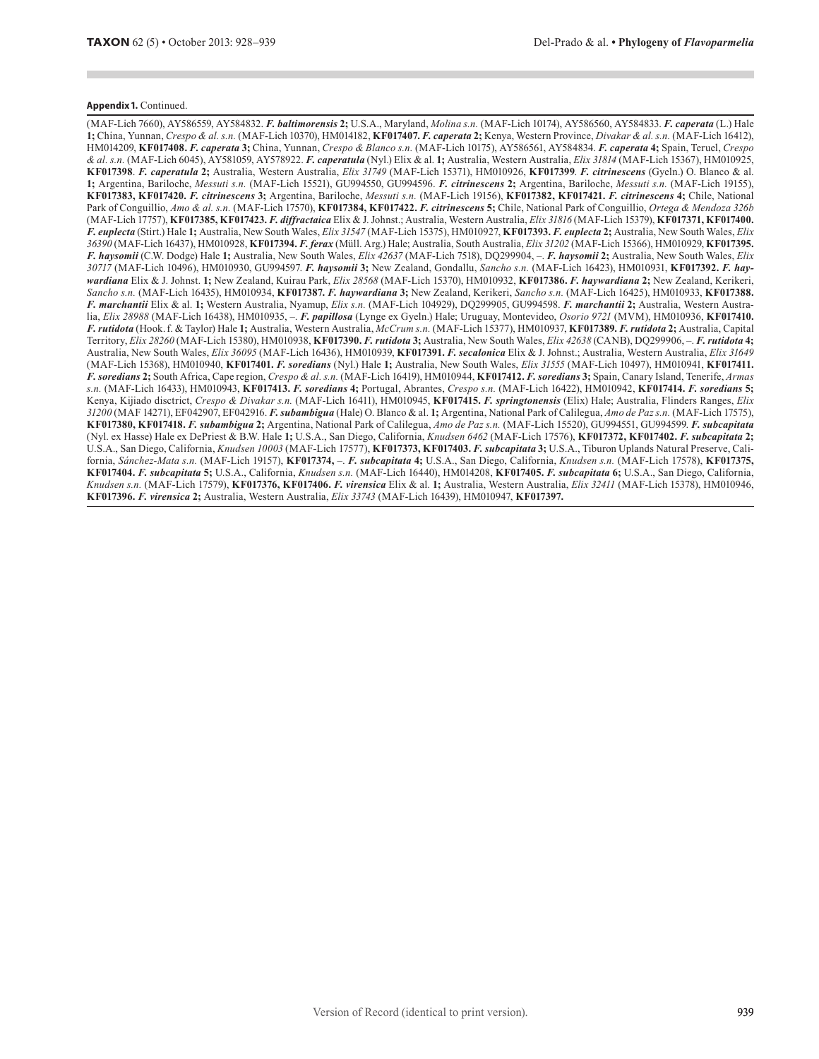**Appendix 1.** Continued.

(MAF-Lich 7660), AY586559, AY584832. ***F. baltimorensis* 2;** U.S.A., Maryland, *Molina s.n.* (MAF-Lich 10174), AY586560, AY584833. ***F. caperata*** (L.) Hale **1;** China, Yunnan, *Crespo & al. s.n.* (MAF-Lich 10370), HM014182, **KF017407.** ***F. caperata* 2;** Kenya, Western Province, *Divakar & al. s.n.* (MAF-Lich 16412), HM014209, **KF017408.** ***F. caperata* 3;** China, Yunnan, *Crespo & Blanco s.n.* (MAF-Lich 10175), AY586561, AY584834. ***F. caperata* 4;** Spain, Teruel, *Crespo & al. s.n.* (MAF-Lich 6045), AY581059, AY578922. ***F. caperatula*** (Nyl.) Elix & al. **1;** Australia, Western Australia, *Elix 31814* (MAF-Lich 15367), HM010925, **KF017398**. ***F. caperatula* 2;** Australia, Western Australia, *Elix 31749* (MAF-Lich 15371), HM010926, **KF017399**. ***F. citrinescens*** (Gyeln.) O. Blanco & al. **1;** Argentina, Bariloche, *Messuti s.n.* (MAF-Lich 15521), GU994550, GU994596. ***F. citrinescens* 2;** Argentina, Bariloche, *Messuti s.n.* (MAF-Lich 19155), **KF017383, KF017420.** ***F. citrinescens* 3;** Argentina, Bariloche, *Messuti s.n.* (MAF-Lich 19156), **KF017382, KF017421.** ***F. citrinescens* 4;** Chile, National Park of Conguillio, *Amo & al. s.n.* (MAF-Lich 17570), **KF017384, KF017422.** ***F. citrinescens* 5;** Chile, National Park of Conguillio, *Ortega & Mendoza 326b* (MAF-Lich 17757), **KF017385, KF017423.** ***F. diffractaica*** Elix & J. Johnst.; Australia, Western Australia, *Elix 31816* (MAF-Lich 15379), **KF017371, KF017400.** ***F. euplecta*** (Stirt.) Hale **1;** Australia, New South Wales, *Elix 31547* (MAF-Lich 15375), HM010927, **KF017393.** ***F. euplecta* 2;** Australia, New South Wales, *Elix 36390* (MAF-Lich 16437), HM010928, **KF017394.** ***F. ferax*** (Müll. Arg.) Hale; Australia, South Australia, *Elix 31202* (MAF-Lich 15366), HM010929, **KF017395.** ***F. haysomii*** (C.W. Dodge) Hale **1;** Australia, New South Wales, *Elix 42637* (MAF-Lich 7518), DQ299904, –. ***F. haysomii* 2;** Australia, New South Wales, *Elix 30717* (MAF-Lich 10496), HM010930, GU994597. ***F. haysomii* 3;** New Zealand, Gondallu, *Sancho s.n.* (MAF-Lich 16423), HM010931, **KF017392.** ***F. haywardiana*** Elix & J. Johnst. **1;** New Zealand, Kuirau Park, *Elix 28568* (MAF-Lich 15370), HM010932, **KF017386.** ***F. haywardiana* 2;** New Zealand, Kerikeri, *Sancho s.n.* (MAF-Lich 16435), HM010934, **KF017387.** ***F. haywardiana* 3;** New Zealand, Kerikeri, *Sancho s.n.* (MAF-Lich 16425), HM010933, **KF017388.** ***F. marchantii*** Elix & al. **1;** Western Australia, Nyamup, *Elix s.n.* (MAF-Lich 104929), DQ299905, GU994598. ***F. marchantii* 2;** Australia, Western Australia, *Elix 28988* (MAF-Lich 16438), HM010935, –. ***F. papillosa*** (Lynge ex Gyeln.) Hale; Uruguay, Montevideo, *Osorio 9721* (MVM), HM010936, **KF017410.** ***F. rutidota*** (Hook. f. & Taylor) Hale **1;** Australia, Western Australia, *McCrum s.n.* (MAF-Lich 15377), HM010937, **KF017389.** ***F. rutidota* 2;** Australia, Capital Territory, *Elix 28260* (MAF-Lich 15380), HM010938, **KF017390.** ***F. rutidota* 3;** Australia, New South Wales, *Elix 42638* (CANB), DQ299906, –. ***F. rutidota* 4;** Australia, New South Wales, *Elix 36095* (MAF-Lich 16436), HM010939, **KF017391.** ***F. secalonica*** Elix & J. Johnst.; Australia, Western Australia, *Elix 31649* (MAF-Lich 15368), HM010940, **KF017401.** ***F. soredians*** (Nyl.) Hale **1;** Australia, New South Wales, *Elix 31555* (MAF-Lich 10497), HM010941, **KF017411.** ***F. soredians* 2;** South Africa, Cape region, *Crespo & al. s.n.* (MAF-Lich 16419), HM010944, **KF017412.** ***F. soredians* 3;** Spain, Canary Island, Tenerife, *Armas s.n.* (MAF-Lich 16433), HM010943, **KF017413.** ***F. soredians* 4;** Portugal, Abrantes, *Crespo s.n.* (MAF-Lich 16422), HM010942, **KF017414.** ***F. soredians* 5;** Kenya, Kijiado disctrict, *Crespo & Divakar s.n.* (MAF-Lich 16411), HM010945, **KF017415.** ***F. springtonensis*** (Elix) Hale; Australia, Flinders Ranges, *Elix 31200* (MAF 14271), EF042907, EF042916. ***F. subambigua*** (Hale) O. Blanco & al. **1;** Argentina, National Park of Calilegua, *Amo de Paz s.n.* (MAF-Lich 17575), **KF017380, KF017418.** ***F. subambigua* 2;** Argentina, National Park of Calilegua, *Amo de Paz s.n.* (MAF-Lich 15520), GU994551, GU994599. ***F. subcapitata*** (Nyl. ex Hasse) Hale ex DePriest & B.W. Hale **1;** U.S.A., San Diego, California, *Knudsen 6462* (MAF-Lich 17576), **KF017372, KF017402.** ***F. subcapitata* 2;** U.S.A., San Diego, California, *Knudsen 10003* (MAF-Lich 17577), **KF017373, KF017403.** ***F. subcapitata* 3;** U.S.A., Tiburon Uplands Natural Preserve, California, *Sánchez-Mata s.n.* (MAF-Lich 19157), **KF017374,** –. ***F. subcapitata* 4;** U.S.A., San Diego, California, *Knudsen s.n.* (MAF-Lich 17578), **KF017375, KF017404.** ***F. subcapitata* 5;** U.S.A., California, *Knudsen s.n.* (MAF-Lich 16440), HM014208, **KF017405.** ***F. subcapitata* 6;** U.S.A., San Diego, California, *Knudsen s.n.* (MAF-Lich 17579), **KF017376, KF017406.** ***F. virensica*** Elix & al. **1;** Australia, Western Australia, *Elix 32411* (MAF-Lich 15378), HM010946, **KF017396.** ***F. virensica* 2;** Australia, Western Australia, *Elix 33743* (MAF-Lich 16439), HM010947, **KF017397.**